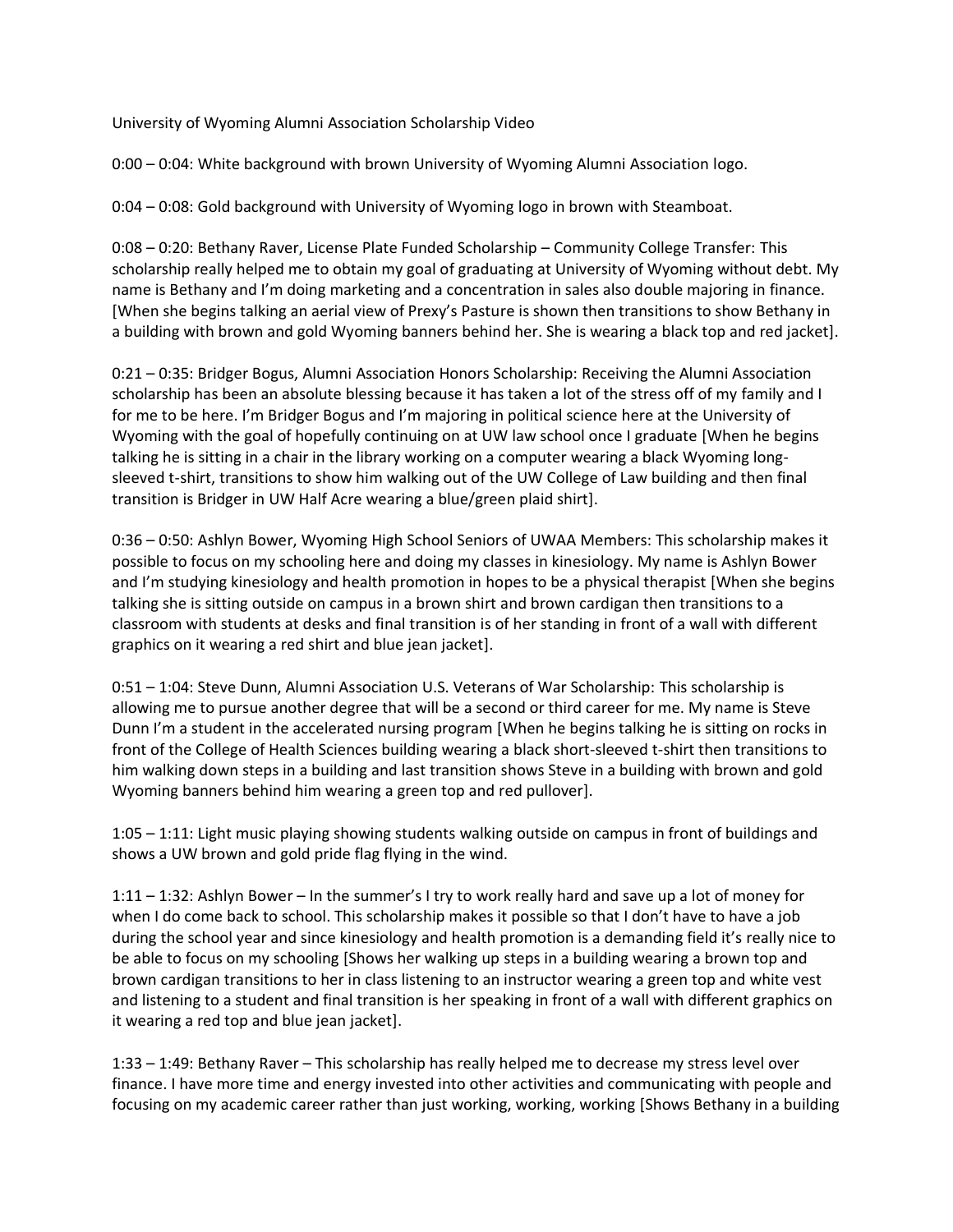University of Wyoming Alumni Association Scholarship Video

0:00 – 0:04: White background with brown University of Wyoming Alumni Association logo.

0:04 – 0:08: Gold background with University of Wyoming logo in brown with Steamboat.

0:08 – 0:20: Bethany Raver, License Plate Funded Scholarship – Community College Transfer: This scholarship really helped me to obtain my goal of graduating at University of Wyoming without debt. My name is Bethany and I'm doing marketing and a concentration in sales also double majoring in finance. [When she begins talking an aerial view of Prexy's Pasture is shown then transitions to show Bethany in a building with brown and gold Wyoming banners behind her. She is wearing a black top and red jacket].

0:21 – 0:35: Bridger Bogus, Alumni Association Honors Scholarship: Receiving the Alumni Association scholarship has been an absolute blessing because it has taken a lot of the stress off of my family and I for me to be here. I'm Bridger Bogus and I'm majoring in political science here at the University of Wyoming with the goal of hopefully continuing on at UW law school once I graduate [When he begins talking he is sitting in a chair in the library working on a computer wearing a black Wyoming long-sleeved t-shirt, transitions to show him walking out of the UW College of Law building and then final transition is Bridger in UW Half Acre wearing a blue/green plaid shirt].

0:36 – 0:50: Ashlyn Bower, Wyoming High School Seniors of UWAA Members: This scholarship makes it possible to focus on my schooling here and doing my classes in kinesiology. My name is Ashlyn Bower and I'm studying kinesiology and health promotion in hopes to be a physical therapist [When she begins talking she is sitting outside on campus in a brown shirt and brown cardigan then transitions to a classroom with students at desks and final transition is of her standing in front of a wall with different graphics on it wearing a red shirt and blue jean jacket].

0:51 – 1:04: Steve Dunn, Alumni Association U.S. Veterans of War Scholarship: This scholarship is allowing me to pursue another degree that will be a second or third career for me. My name is Steve Dunn I'm a student in the accelerated nursing program [When he begins talking he is sitting on rocks in front of the College of Health Sciences building wearing a black short-sleeved t-shirt then transitions to him walking down steps in a building and last transition shows Steve in a building with brown and gold Wyoming banners behind him wearing a green top and red pullover].

1:05 – 1:11: Light music playing showing students walking outside on campus in front of buildings and shows a UW brown and gold pride flag flying in the wind.

1:11 – 1:32: Ashlyn Bower – In the summer's I try to work really hard and save up a lot of money for when I do come back to school. This scholarship makes it possible so that I don't have to have a job during the school year and since kinesiology and health promotion is a demanding field it's really nice to be able to focus on my schooling [Shows her walking up steps in a building wearing a brown top and brown cardigan transitions to her in class listening to an instructor wearing a green top and white vest and listening to a student and final transition is her speaking in front of a wall with different graphics on it wearing a red top and blue jean jacket].

1:33 – 1:49: Bethany Raver – This scholarship has really helped me to decrease my stress level over finance. I have more time and energy invested into other activities and communicating with people and focusing on my academic career rather than just working, working, working [Shows Bethany in a building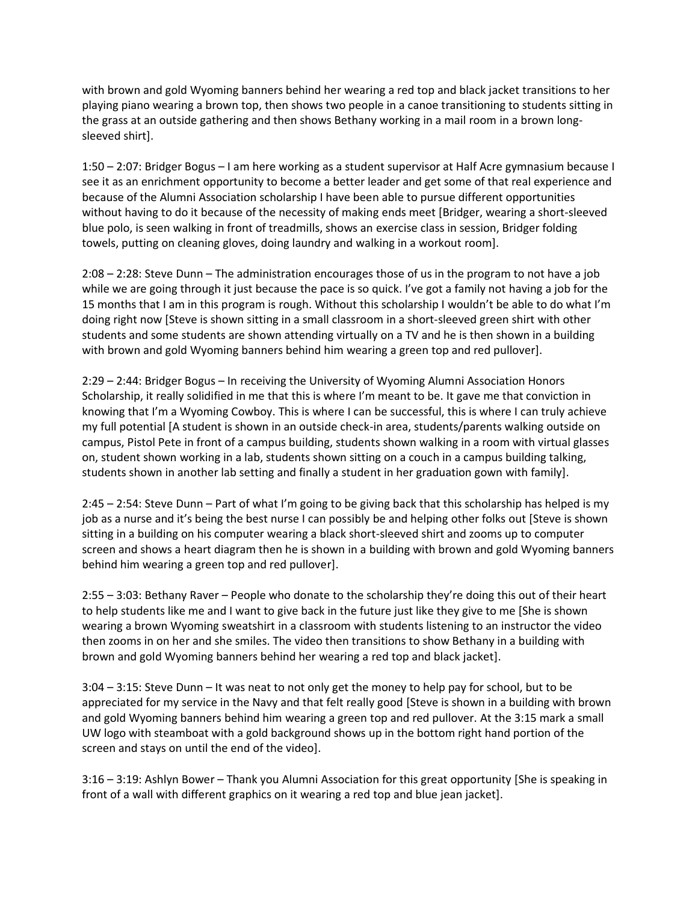with brown and gold Wyoming banners behind her wearing a red top and black jacket transitions to her playing piano wearing a brown top, then shows two people in a canoe transitioning to students sitting in the grass at an outside gathering and then shows Bethany working in a mail room in a brown long-sleeved shirt].

1:50 – 2:07: Bridger Bogus – I am here working as a student supervisor at Half Acre gymnasium because I see it as an enrichment opportunity to become a better leader and get some of that real experience and because of the Alumni Association scholarship I have been able to pursue different opportunities without having to do it because of the necessity of making ends meet [Bridger, wearing a short-sleeved blue polo, is seen walking in front of treadmills, shows an exercise class in session, Bridger folding towels, putting on cleaning gloves, doing laundry and walking in a workout room].

2:08 – 2:28: Steve Dunn – The administration encourages those of us in the program to not have a job while we are going through it just because the pace is so quick. I've got a family not having a job for the 15 months that I am in this program is rough. Without this scholarship I wouldn't be able to do what I'm doing right now [Steve is shown sitting in a small classroom in a short-sleeved green shirt with other students and some students are shown attending virtually on a TV and he is then shown in a building with brown and gold Wyoming banners behind him wearing a green top and red pullover].

2:29 – 2:44: Bridger Bogus – In receiving the University of Wyoming Alumni Association Honors Scholarship, it really solidified in me that this is where I'm meant to be. It gave me that conviction in knowing that I'm a Wyoming Cowboy. This is where I can be successful, this is where I can truly achieve my full potential [A student is shown in an outside check-in area, students/parents walking outside on campus, Pistol Pete in front of a campus building, students shown walking in a room with virtual glasses on, student shown working in a lab, students shown sitting on a couch in a campus building talking, students shown in another lab setting and finally a student in her graduation gown with family].

2:45 – 2:54: Steve Dunn – Part of what I'm going to be giving back that this scholarship has helped is my job as a nurse and it's being the best nurse I can possibly be and helping other folks out [Steve is shown sitting in a building on his computer wearing a black short-sleeved shirt and zooms up to computer screen and shows a heart diagram then he is shown in a building with brown and gold Wyoming banners behind him wearing a green top and red pullover].

2:55 – 3:03: Bethany Raver – People who donate to the scholarship they're doing this out of their heart to help students like me and I want to give back in the future just like they give to me [She is shown wearing a brown Wyoming sweatshirt in a classroom with students listening to an instructor the video then zooms in on her and she smiles. The video then transitions to show Bethany in a building with brown and gold Wyoming banners behind her wearing a red top and black jacket].

3:04 – 3:15: Steve Dunn – It was neat to not only get the money to help pay for school, but to be appreciated for my service in the Navy and that felt really good [Steve is shown in a building with brown and gold Wyoming banners behind him wearing a green top and red pullover. At the 3:15 mark a small UW logo with steamboat with a gold background shows up in the bottom right hand portion of the screen and stays on until the end of the video].

3:16 – 3:19: Ashlyn Bower – Thank you Alumni Association for this great opportunity [She is speaking in front of a wall with different graphics on it wearing a red top and blue jean jacket].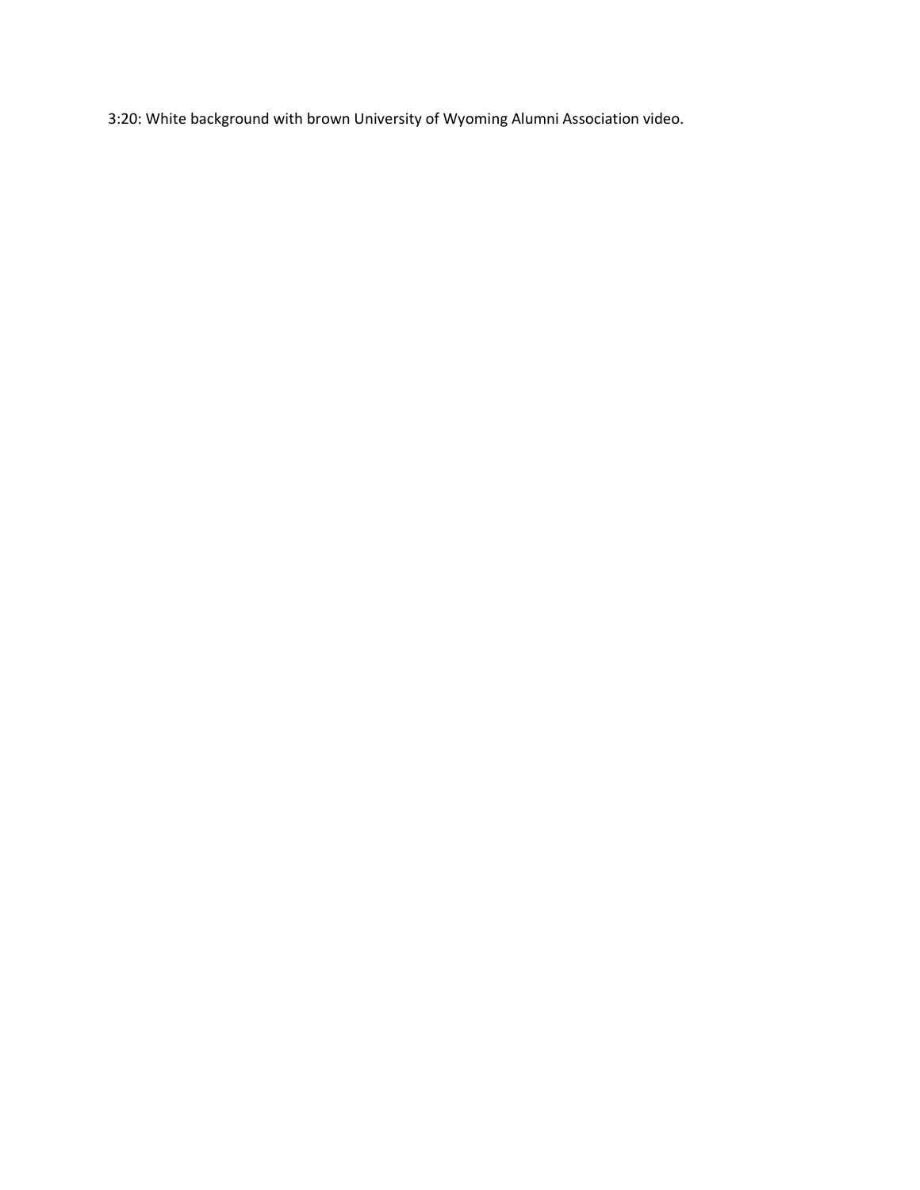3:20: White background with brown University of Wyoming Alumni Association video.